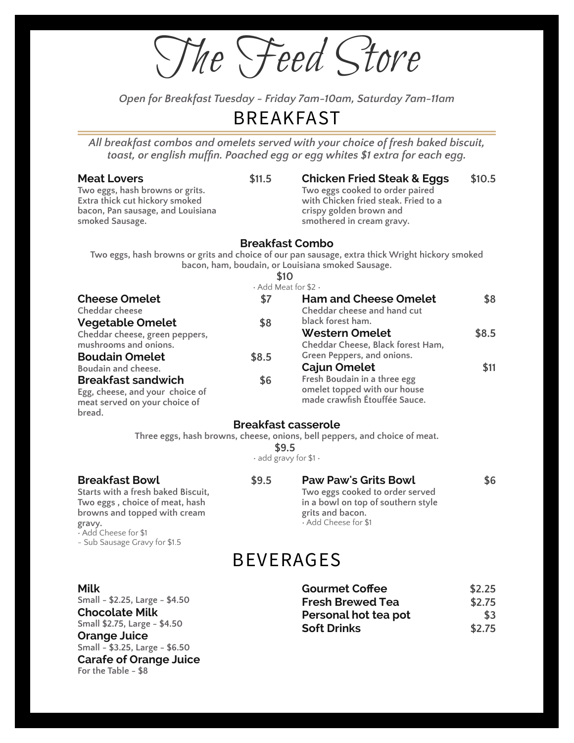# The Feed Store

*Open for Breakfast Tuesday - Friday 7am-10am, Saturday 7am-11am*

## BREAKFAST

*All breakfast combos and omelets served with your choice of fresh baked biscuit, toast, or english muffin. Poached egg or egg whites $1 extra for each egg.*

**Meat Lovers** **$11.5**
Two eggs, hash browns or grits. Extra thick cut hickory smoked bacon, Pan sausage, and Louisiana smoked Sausage.

**Chicken Fried Steak & Eggs** **$10.5**
Two eggs cooked to order paired with Chicken fried steak. Fried to a crispy golden brown and smothered in cream gravy.

**Breakfast Combo**
Two eggs, hash browns or grits and choice of our pan sausage, extra thick Wright hickory smoked bacon, ham, boudain, or Louisiana smoked Sausage.
**$10**
· Add Meat for $2 ·

**Cheese Omelet** **$7**
Cheddar cheese

**Vegetable Omelet** **$8**
Cheddar cheese, green peppers, mushrooms and onions.

**Boudain Omelet** **$8.5**
Boudain and cheese.

**Breakfast sandwich** **$6**
Egg, cheese, and your choice of meat served on your choice of bread.

**Ham and Cheese Omelet** **$8**
Cheddar cheese and hand cut black forest ham.

**Western Omelet** **$8.5**
Cheddar Cheese, Black forest Ham, Green Peppers, and onions.

**Cajun Omelet** **$11**
Fresh Boudain in a three egg omelet topped with our house made crawfish Étouffée Sauce.

**Breakfast casserole**
Three eggs, hash browns, cheese, onions, bell peppers, and choice of meat.
**$9.5**
· add gravy for $1 ·

**Breakfast Bowl** **$9.5**
Starts with a fresh baked Biscuit, Two eggs , choice of meat, hash browns and topped with cream gravy.
· Add Cheese for $1
- Sub Sausage Gravy for $1.5

**Paw Paw's Grits Bowl** **$6**
Two eggs cooked to order served in a bowl on top of southern style grits and bacon.
· Add Cheese for $1

## BEVERAGES

**Milk**
Small - $2.25, Large - $4.50

**Chocolate Milk**
Small $2.75, Large - $4.50

**Orange Juice**
Small - $3.25, Large - $6.50

**Carafe of Orange Juice**
For the Table - $8

**Gourmet Coffee** **$2.25**

**Fresh Brewed Tea** **$2.75**

**Personal hot tea pot** **$3**

**Soft Drinks** **$2.75**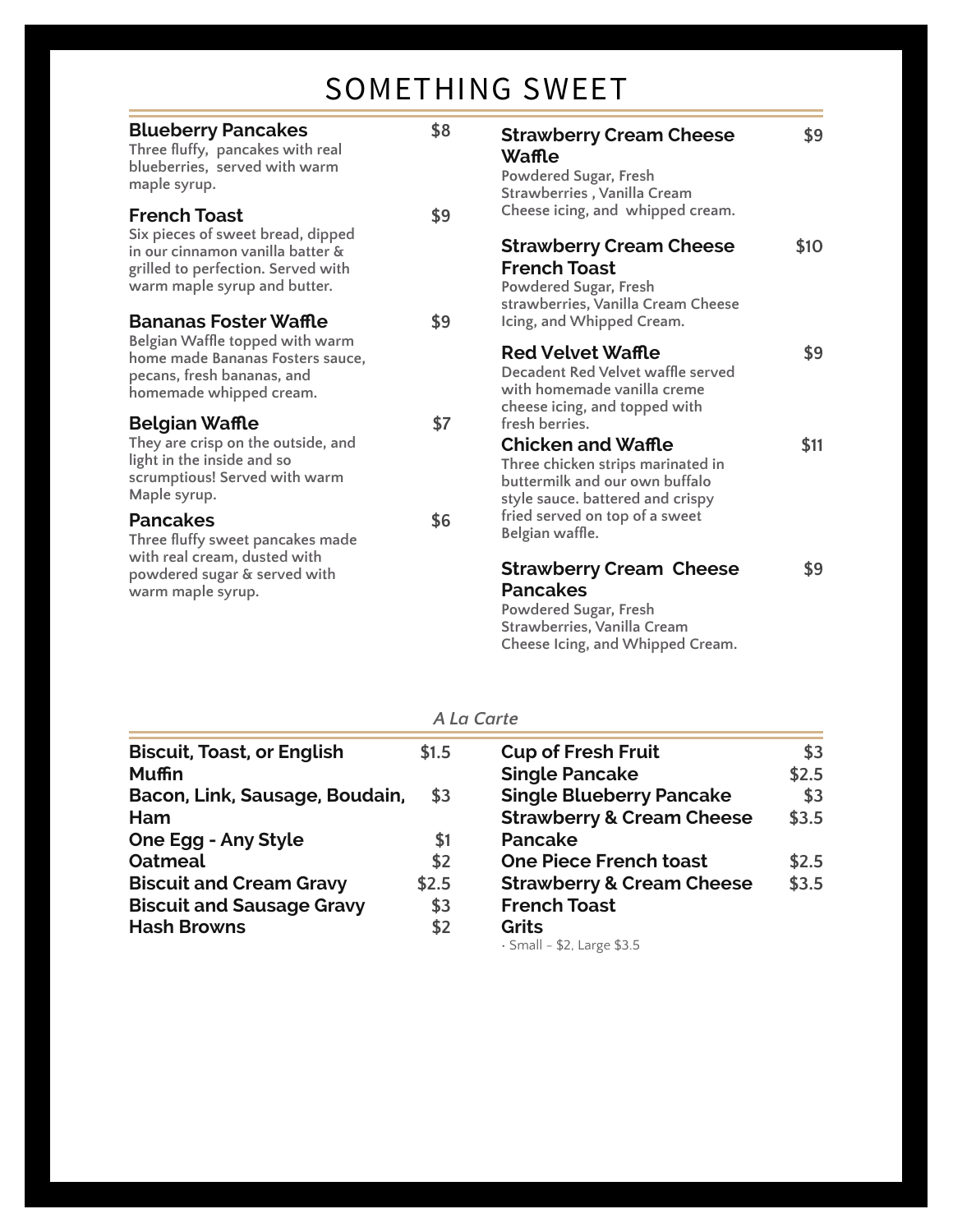# SOMETHING SWEET

**Blueberry Pancakes** $8
Three fluffy,  pancakes with real blueberries,  served with warm maple syrup.

**French Toast** $9
Six pieces of sweet bread, dipped in our cinnamon vanilla batter & grilled to perfection. Served with warm maple syrup and butter.

**Bananas Foster Waffle** $9
Belgian Waffle topped with warm home made Bananas Fosters sauce, pecans, fresh bananas, and homemade whipped cream.

**Belgian Waffle** $7
They are crisp on the outside, and light in the inside and so scrumptious! Served with warm Maple syrup.

**Pancakes** $6
Three fluffy sweet pancakes made with real cream, dusted with powdered sugar & served with warm maple syrup.

**Strawberry Cream Cheese Waffle** $9
Powdered Sugar, Fresh Strawberries , Vanilla Cream Cheese icing, and  whipped cream.

**Strawberry Cream Cheese French Toast** $10
Powdered Sugar, Fresh strawberries, Vanilla Cream Cheese Icing, and Whipped Cream.

**Red Velvet Waffle** $9
Decadent Red Velvet waffle served with homemade vanilla creme cheese icing, and topped with fresh berries.

**Chicken and Waffle** $11
Three chicken strips marinated in buttermilk and our own buffalo style sauce. battered and crispy fried served on top of a sweet Belgian waffle.

**Strawberry Cream  Cheese Pancakes** $9
Powdered Sugar, Fresh Strawberries, Vanilla Cream Cheese Icing, and Whipped Cream.

## *A La Carte*

| Item | Price |
|---|---|
| **Biscuit, Toast, or English Muffin** | $1.5 |
| **Bacon, Link, Sausage, Boudain, Ham** | $3 |
| **One Egg - Any Style** | $1 |
| **Oatmeal** | $2 |
| **Biscuit and Cream Gravy** | $2.5 |
| **Biscuit and Sausage Gravy** | $3 |
| **Hash Browns** | $2 |
| **Cup of Fresh Fruit** | $3 |
| **Single Pancake** | $2.5 |
| **Single Blueberry Pancake** | $3 |
| **Strawberry & Cream Cheese Pancake** | $3.5 |
| **One Piece French toast** | $2.5 |
| **Strawberry & Cream Cheese French Toast** | $3.5 |
| **Grits** · Small - $2, Large $3.5 | |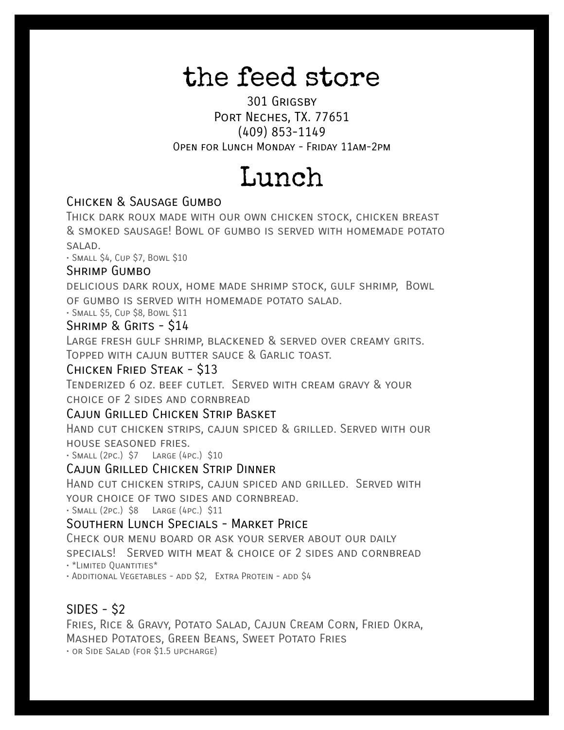# the feed store

301 Grigsby
Port Neches, TX. 77651
(409) 853-1149
Open for Lunch Monday - Friday 11am-2pm

# Lunch

### Chicken & Sausage Gumbo

Thick dark roux made with our own chicken stock, chicken breast & smoked sausage! Bowl of gumbo is served with homemade potato salad.

- Small $4, Cup $7, Bowl $10

### Shrimp Gumbo

delicious dark roux, home made shrimp stock, gulf shrimp, Bowl of gumbo is served with homemade potato salad.

- Small $5, Cup $8, Bowl $11

### Shrimp & Grits - $14

Large fresh gulf shrimp, blackened & served over creamy grits. Topped with cajun butter sauce & Garlic toast.

### Chicken Fried Steak - $13

Tenderized 6 oz. beef cutlet. Served with cream gravy & your choice of 2 sides and cornbread

### Cajun Grilled Chicken Strip Basket

Hand cut chicken strips, cajun spiced & grilled. Served with our house seasoned fries.

- Small (2pc.) $7 Large (4pc.) $10

### Cajun Grilled Chicken Strip Dinner

Hand cut chicken strips, cajun spiced and grilled. Served with your choice of two sides and cornbread.

- Small (2pc.) $8 Large (4pc.) $11

### Southern Lunch Specials - Market Price

Check our menu board or ask your server about our daily specials! Served with meat & choice of 2 sides and cornbread

- *Limited Quantities*
- Additional Vegetables - add $2, Extra Protein - add $4

### SIDES - $2

Fries, Rice & Gravy, Potato Salad, Cajun Cream Corn, Fried Okra, Mashed Potatoes, Green Beans, Sweet Potato Fries

- or Side Salad (for $1.5 upcharge)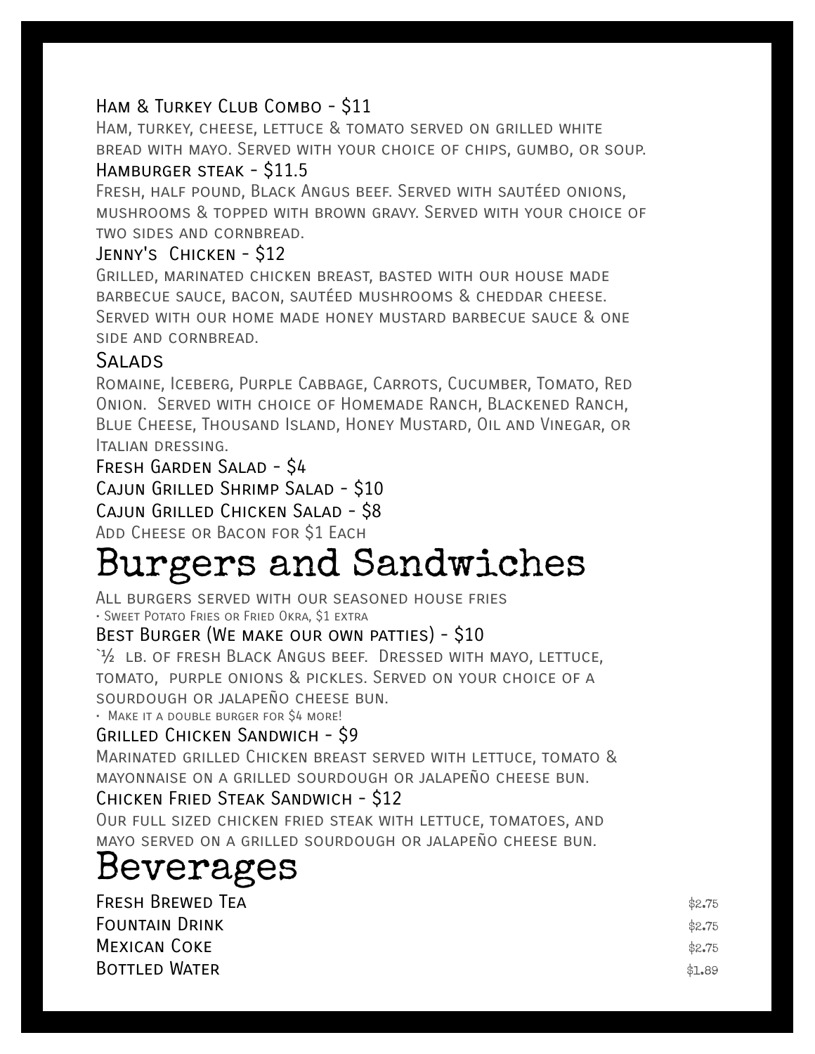Ham & Turkey Club Combo - $11

Ham, turkey, cheese, lettuce & tomato served on grilled white bread with mayo. Served with your choice of chips, gumbo, or soup.

Hamburger steak - $11.5

Fresh, half pound, Black Angus beef. Served with sautéed onions, mushrooms & topped with brown gravy. Served with your choice of two sides and cornbread.

Jenny's Chicken - $12

Grilled, marinated chicken breast, basted with our house made barbecue sauce, bacon, sautéed mushrooms & cheddar cheese. Served with our home made honey mustard barbecue sauce & one side and cornbread.

### Salads

Romaine, Iceberg, Purple Cabbage, Carrots, Cucumber, Tomato, Red Onion. Served with choice of Homemade Ranch, Blackened Ranch, Blue Cheese, Thousand Island, Honey Mustard, Oil and Vinegar, or Italian dressing.

Fresh Garden Salad - $4

Cajun Grilled Shrimp Salad - $10

Cajun Grilled Chicken Salad - $8

Add Cheese or Bacon for $1 Each

# Burgers and Sandwiches

All burgers served with our seasoned house fries

- Sweet Potato Fries or Fried Okra, $1 extra

Best Burger (We make our own patties) - $10

`½ lb. of fresh Black Angus beef. Dressed with mayo, lettuce, tomato, purple onions & pickles. Served on your choice of a sourdough or jalapeño cheese bun.

- Make it a double burger for $4 more!

Grilled Chicken Sandwich - $9

Marinated grilled Chicken breast served with lettuce, tomato & mayonnaise on a grilled sourdough or jalapeño cheese bun.

Chicken Fried Steak Sandwich - $12

Our full sized chicken fried steak with lettuce, tomatoes, and mayo served on a grilled sourdough or jalapeño cheese bun.

# Beverages

| | |
|---|---|
| Fresh Brewed Tea | $2.75 |
| Fountain Drink | $2.75 |
| Mexican Coke | $2.75 |
| Bottled Water | $1.89 |